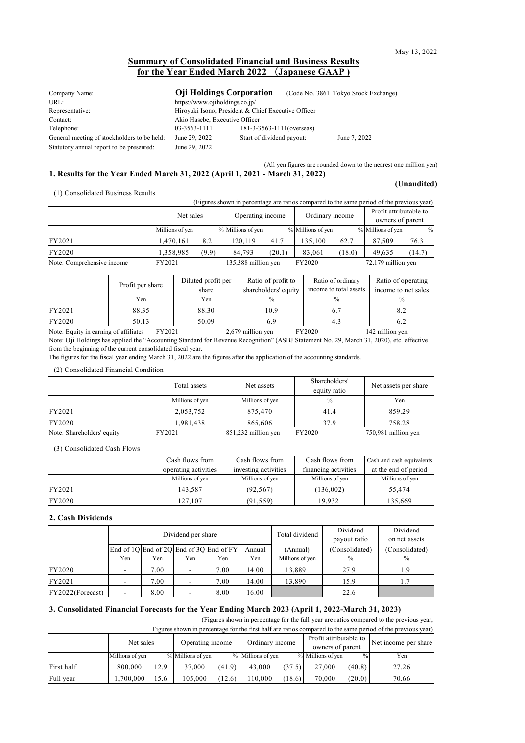May 13, 2022

# Summary of Consolidated Financial and Business Results for the Year Ended March 2022 （Japanese GAAP）

| | | | |
|---|---|---|---|
| Company Name: | **Oji Holdings Corporation** | (Code No. 3861 Tokyo Stock Exchange) | |
| URL: | https://www.ojiholdings.co.jp/ | | |
| Representative: | Hiroyuki Isono, President & Chief Executive Officer | | |
| Contact: | Akio Hasebe, Executive Officer | | |
| Telephone: | 03-3563-1111 | +81-3-3563-1111(overseas) | |
| General meeting of stockholders to be held: | June 29, 2022 | Start of dividend payout: | June 7, 2022 |
| Statutory annual report to be presented: | June 29, 2022 | | |

(All yen figures are rounded down to the nearest one million yen)

## 1. Results for the Year Ended March 31, 2022 (April 1, 2021 - March 31, 2022)

**(Unaudited)**

(1) Consolidated Business Results

(Figures shown in percentage are ratios compared to the same period of the previous year)

| | Net sales | | Operating income | | Ordinary income | | Profit attributable to owners of parent | |
|---|---|---|---|---|---|---|---|---|
| | Millions of yen | % | Millions of yen | % | Millions of yen | % | Millions of yen | % |
| FY2021 | 1,470,161 | 8.2 | 120,119 | 41.7 | 135,100 | 62.7 | 87,509 | 76.3 |
| FY2020 | 1,358,985 | (9.9) | 84,793 | (20.1) | 83,061 | (18.0) | 49,635 | (14.7) |

Note: Comprehensive income FY2021 135,388 million yen FY2020 72,179 million yen

| | Profit per share | Diluted profit per share | Ratio of profit to shareholders' equity | Ratio of ordinary income to total assets | Ratio of operating income to net sales |
|---|---|---|---|---|---|
| | Yen | Yen | % | % | % |
| FY2021 | 88.35 | 88.30 | 10.9 | 6.7 | 8.2 |
| FY2020 | 50.13 | 50.09 | 6.9 | 4.3 | 6.2 |

Note: Equity in earning of affiliates FY2021 2,679 million yen FY2020 142 million yen

Note: Oji Holdings has applied the "Accounting Standard for Revenue Recognition" (ASBJ Statement No. 29, March 31, 2020), etc. effective from the beginning of the current consolidated fiscal year.

The figures for the fiscal year ending March 31, 2022 are the figures after the application of the accounting standards.

(2) Consolidated Financial Condition

| | Total assets | Net assets | Shareholders' equity ratio | Net assets per share |
|---|---|---|---|---|
| | Millions of yen | Millions of yen | % | Yen |
| FY2021 | 2,053,752 | 875,470 | 41.4 | 859.29 |
| FY2020 | 1,981,438 | 865,606 | 37.9 | 758.28 |

Note: Shareholders' equity FY2021 851,232 million yen FY2020 750,981 million yen

(3) Consolidated Cash Flows

| | Cash flows from operating activities | Cash flows from investing activities | Cash flows from financing activities | Cash and cash equivalents at the end of period |
|---|---|---|---|---|
| | Millions of yen | Millions of yen | Millions of yen | Millions of yen |
| FY2021 | 143,587 | (92,567) | (136,002) | 55,474 |
| FY2020 | 127,107 | (91,559) | 19,932 | 135,669 |

## 2. Cash Dividends

| | Dividend per share | | | | | Total dividend | Dividend payout ratio | Dividend on net assets |
|---|---|---|---|---|---|---|---|---|
| | End of 1Q | End of 2Q | End of 3Q | End of FY | Annual | (Annual) | (Consolidated) | (Consolidated) |
| | Yen | Yen | Yen | Yen | Yen | Millions of yen | % | % |
| FY2020 | - | 7.00 | - | 7.00 | 14.00 | 13,889 | 27.9 | 1.9 |
| FY2021 | - | 7.00 | - | 7.00 | 14.00 | 13,890 | 15.9 | 1.7 |
| FY2022(Forecast) | - | 8.00 | - | 8.00 | 16.00 | | 22.6 | |

## 3. Consolidated Financial Forecasts for the Year Ending March 2023 (April 1, 2022-March 31, 2023)

(Figures shown in percentage for the full year are ratios compared to the previous year, Figures shown in percentage for the first half are ratios compared to the same period of the previous year)

| | Net sales | | Operating income | | Ordinary income | | Profit attributable to owners of parent | | Net income per share |
|---|---|---|---|---|---|---|---|---|---|
| | Millions of yen | % | Millions of yen | % | Millions of yen | % | Millions of yen | % | Yen |
| First half | 800,000 | 12.9 | 37,000 | (41.9) | 43,000 | (37.5) | 27,000 | (40.8) | 27.26 |
| Full year | 1,700,000 | 15.6 | 105,000 | (12.6) | 110,000 | (18.6) | 70,000 | (20.0) | 70.66 |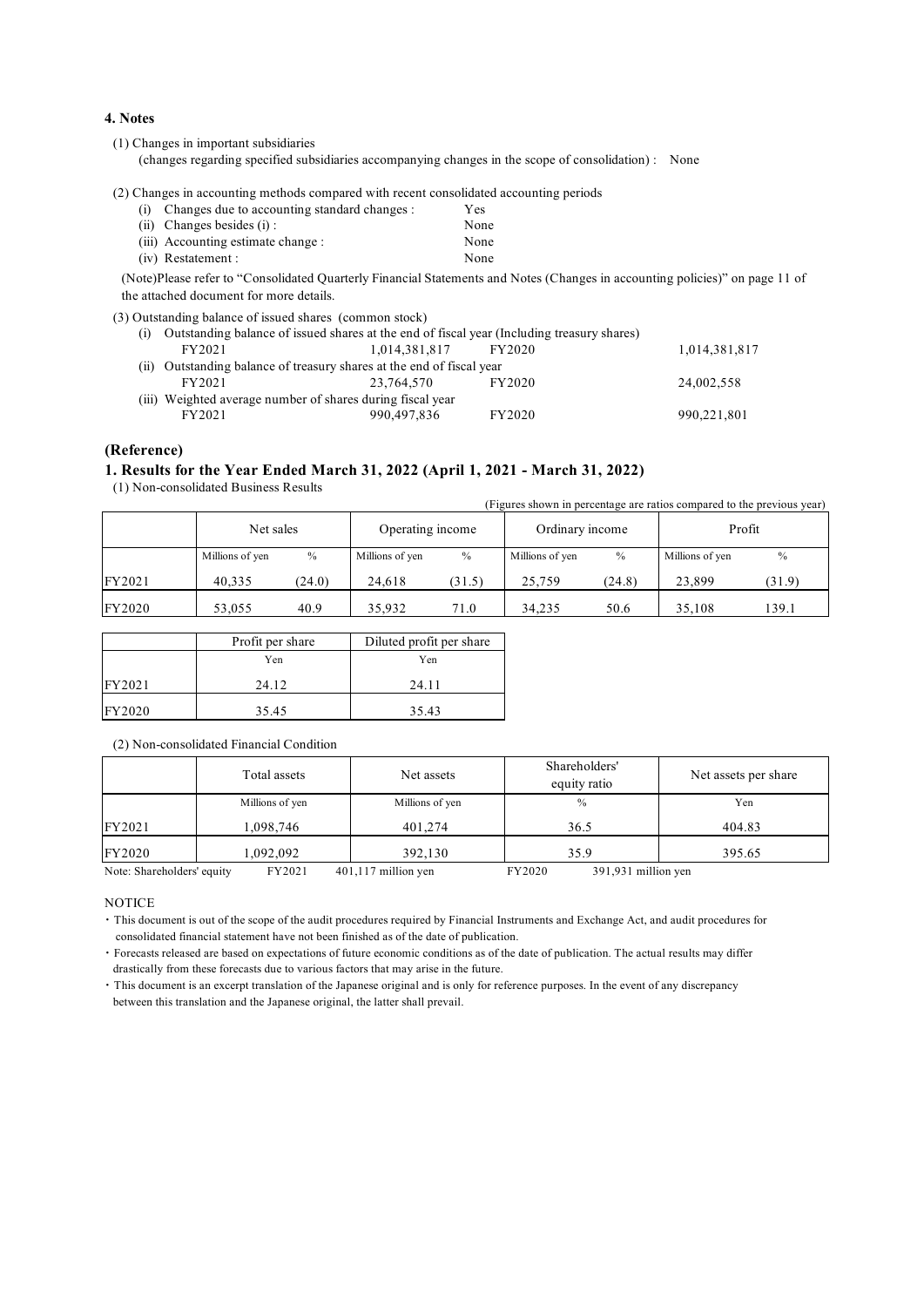## 4. Notes

(1) Changes in important subsidiaries
(changes regarding specified subsidiaries accompanying changes in the scope of consolidation) : None

(2) Changes in accounting methods compared with recent consolidated accounting periods

- (i) Changes due to accounting standard changes : Yes
- (ii) Changes besides (i) : None
- (iii) Accounting estimate change : None
- (iv) Restatement : None

(Note)Please refer to "Consolidated Quarterly Financial Statements and Notes (Changes in accounting policies)" on page 11 of the attached document for more details.

(3) Outstanding balance of issued shares (common stock)

(i) Outstanding balance of issued shares at the end of fiscal year (Including treasury shares)

| FY2021 | 1,014,381,817 | FY2020 | 1,014,381,817 |
|---|---|---|---|

(ii) Outstanding balance of treasury shares at the end of fiscal year

| FY2021 | 23,764,570 | FY2020 | 24,002,558 |
|---|---|---|---|

(iii) Weighted average number of shares during fiscal year

| FY2021 | 990,497,836 | FY2020 | 990,221,801 |
|---|---|---|---|

## (Reference)

## 1. Results for the Year Ended March 31, 2022 (April 1, 2021 - March 31, 2022)

(1) Non-consolidated Business Results

(Figures shown in percentage are ratios compared to the previous year)

| | Net sales | | Operating income | | Ordinary income | | Profit | |
|---|---|---|---|---|---|---|---|---|
| | Millions of yen | % | Millions of yen | % | Millions of yen | % | Millions of yen | % |
| FY2021 | 40,335 | (24.0) | 24,618 | (31.5) | 25,759 | (24.8) | 23,899 | (31.9) |
| FY2020 | 53,055 | 40.9 | 35,932 | 71.0 | 34,235 | 50.6 | 35,108 | 139.1 |

| | Profit per share | Diluted profit per share |
|---|---|---|
| | Yen | Yen |
| FY2021 | 24.12 | 24.11 |
| FY2020 | 35.45 | 35.43 |

(2) Non-consolidated Financial Condition

| | Total assets | Net assets | Shareholders' equity ratio | Net assets per share |
|---|---|---|---|---|
| | Millions of yen | Millions of yen | % | Yen |
| FY2021 | 1,098,746 | 401,274 | 36.5 | 404.83 |
| FY2020 | 1,092,092 | 392,130 | 35.9 | 395.65 |

Note: Shareholders' equity FY2021 401,117 million yen FY2020 391,931 million yen

NOTICE

- This document is out of the scope of the audit procedures required by Financial Instruments and Exchange Act, and audit procedures for consolidated financial statement have not been finished as of the date of publication.
- Forecasts released are based on expectations of future economic conditions as of the date of publication. The actual results may differ drastically from these forecasts due to various factors that may arise in the future.
- This document is an excerpt translation of the Japanese original and is only for reference purposes. In the event of any discrepancy between this translation and the Japanese original, the latter shall prevail.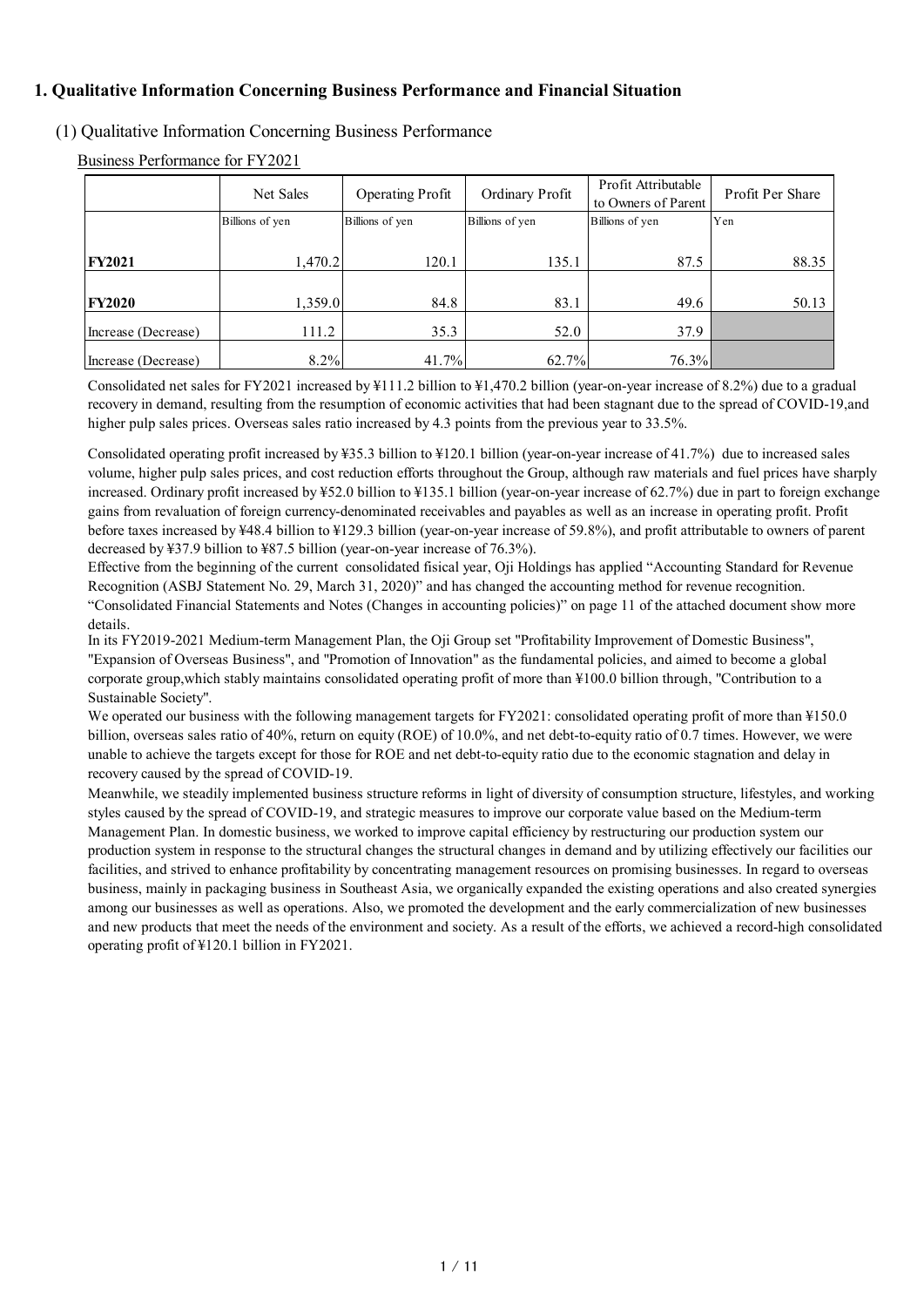# 1. Qualitative Information Concerning Business Performance and Financial Situation

## (1) Qualitative Information Concerning Business Performance

Business Performance for FY2021

| | Net Sales | Operating Profit | Ordinary Profit | Profit Attributable to Owners of Parent | Profit Per Share |
|---|---|---|---|---|---|
| | Billions of yen | Billions of yen | Billions of yen | Billions of yen | Yen |
| **FY2021** | 1,470.2 | 120.1 | 135.1 | 87.5 | 88.35 |
| **FY2020** | 1,359.0 | 84.8 | 83.1 | 49.6 | 50.13 |
| Increase (Decrease) | 111.2 | 35.3 | 52.0 | 37.9 | |
| Increase (Decrease) | 8.2% | 41.7% | 62.7% | 76.3% | |

Consolidated net sales for FY2021 increased by ¥111.2 billion to ¥1,470.2 billion (year-on-year increase of 8.2%) due to a gradual recovery in demand, resulting from the resumption of economic activities that had been stagnant due to the spread of COVID-19,and higher pulp sales prices. Overseas sales ratio increased by 4.3 points from the previous year to 33.5%.

Consolidated operating profit increased by ¥35.3 billion to ¥120.1 billion (year-on-year increase of 41.7%) due to increased sales volume, higher pulp sales prices, and cost reduction efforts throughout the Group, although raw materials and fuel prices have sharply increased. Ordinary profit increased by ¥52.0 billion to ¥135.1 billion (year-on-year increase of 62.7%) due in part to foreign exchange gains from revaluation of foreign currency-denominated receivables and payables as well as an increase in operating profit. Profit before taxes increased by ¥48.4 billion to ¥129.3 billion (year-on-year increase of 59.8%), and profit attributable to owners of parent decreased by ¥37.9 billion to ¥87.5 billion (year-on-year increase of 76.3%).

Effective from the beginning of the current consolidated fisical year, Oji Holdings has applied "Accounting Standard for Revenue Recognition (ASBJ Statement No. 29, March 31, 2020)" and has changed the accounting method for revenue recognition. "Consolidated Financial Statements and Notes (Changes in accounting policies)" on page 11 of the attached document show more details.

In its FY2019-2021 Medium-term Management Plan, the Oji Group set "Profitability Improvement of Domestic Business", "Expansion of Overseas Business", and "Promotion of Innovation" as the fundamental policies, and aimed to become a global corporate group,which stably maintains consolidated operating profit of more than ¥100.0 billion through, "Contribution to a Sustainable Society".

We operated our business with the following management targets for FY2021: consolidated operating profit of more than ¥150.0 billion, overseas sales ratio of 40%, return on equity (ROE) of 10.0%, and net debt-to-equity ratio of 0.7 times. However, we were unable to achieve the targets except for those for ROE and net debt-to-equity ratio due to the economic stagnation and delay in recovery caused by the spread of COVID-19.

Meanwhile, we steadily implemented business structure reforms in light of diversity of consumption structure, lifestyles, and working styles caused by the spread of COVID-19, and strategic measures to improve our corporate value based on the Medium-term Management Plan. In domestic business, we worked to improve capital efficiency by restructuring our production system our production system in response to the structural changes the structural changes in demand and by utilizing effectively our facilities our facilities, and strived to enhance profitability by concentrating management resources on promising businesses. In regard to overseas business, mainly in packaging business in Southeast Asia, we organically expanded the existing operations and also created synergies among our businesses as well as operations. Also, we promoted the development and the early commercialization of new businesses and new products that meet the needs of the environment and society. As a result of the efforts, we achieved a record-high consolidated operating profit of ¥120.1 billion in FY2021.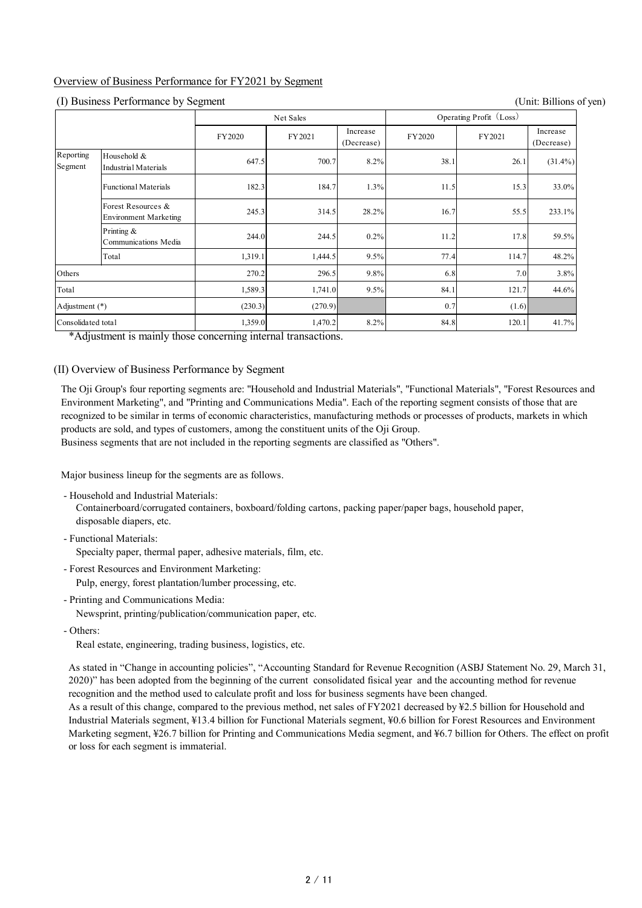## Overview of Business Performance for FY2021 by Segment

### (I) Business Performance by Segment

(Unit: Billions of yen)

| | | Net Sales | | | Operating Profit (Loss) | | |
|---|---|---|---|---|---|---|---|
| | | FY2020 | FY2021 | Increase (Decrease) | FY2020 | FY2021 | Increase (Decrease) |
| Reporting Segment | Household & Industrial Materials | 647.5 | 700.7 | 8.2% | 38.1 | 26.1 | (31.4%) |
| | Functional Materials | 182.3 | 184.7 | 1.3% | 11.5 | 15.3 | 33.0% |
| | Forest Resources & Environment Marketing | 245.3 | 314.5 | 28.2% | 16.7 | 55.5 | 233.1% |
| | Printing & Communications Media | 244.0 | 244.5 | 0.2% | 11.2 | 17.8 | 59.5% |
| | Total | 1,319.1 | 1,444.5 | 9.5% | 77.4 | 114.7 | 48.2% |
| Others | | 270.2 | 296.5 | 9.8% | 6.8 | 7.0 | 3.8% |
| Total | | 1,589.3 | 1,741.0 | 9.5% | 84.1 | 121.7 | 44.6% |
| Adjustment (*) | | (230.3) | (270.9) | | 0.7 | (1.6) | |
| Consolidated total | | 1,359.0 | 1,470.2 | 8.2% | 84.8 | 120.1 | 41.7% |

*Adjustment is mainly those concerning internal transactions.

### (II) Overview of Business Performance by Segment

The Oji Group's four reporting segments are: "Household and Industrial Materials", "Functional Materials", "Forest Resources and Environment Marketing", and "Printing and Communications Media". Each of the reporting segment consists of those that are recognized to be similar in terms of economic characteristics, manufacturing methods or processes of products, markets in which products are sold, and types of customers, among the constituent units of the Oji Group.
Business segments that are not included in the reporting segments are classified as "Others".

Major business lineup for the segments are as follows.

- Household and Industrial Materials:
  Containerboard/corrugated containers, boxboard/folding cartons, packing paper/paper bags, household paper, disposable diapers, etc.
- Functional Materials:
  Specialty paper, thermal paper, adhesive materials, film, etc.
- Forest Resources and Environment Marketing:
  Pulp, energy, forest plantation/lumber processing, etc.
- Printing and Communications Media:
  Newsprint, printing/publication/communication paper, etc.
- Others:
  Real estate, engineering, trading business, logistics, etc.

As stated in "Change in accounting policies", "Accounting Standard for Revenue Recognition (ASBJ Statement No. 29, March 31, 2020)" has been adopted from the beginning of the current consolidated fisical year and the accounting method for revenue recognition and the method used to calculate profit and loss for business segments have been changed.
As a result of this change, compared to the previous method, net sales of FY2021 decreased by ¥2.5 billion for Household and Industrial Materials segment, ¥13.4 billion for Functional Materials segment, ¥0.6 billion for Forest Resources and Environment Marketing segment, ¥26.7 billion for Printing and Communications Media segment, and ¥6.7 billion for Others. The effect on profit or loss for each segment is immaterial.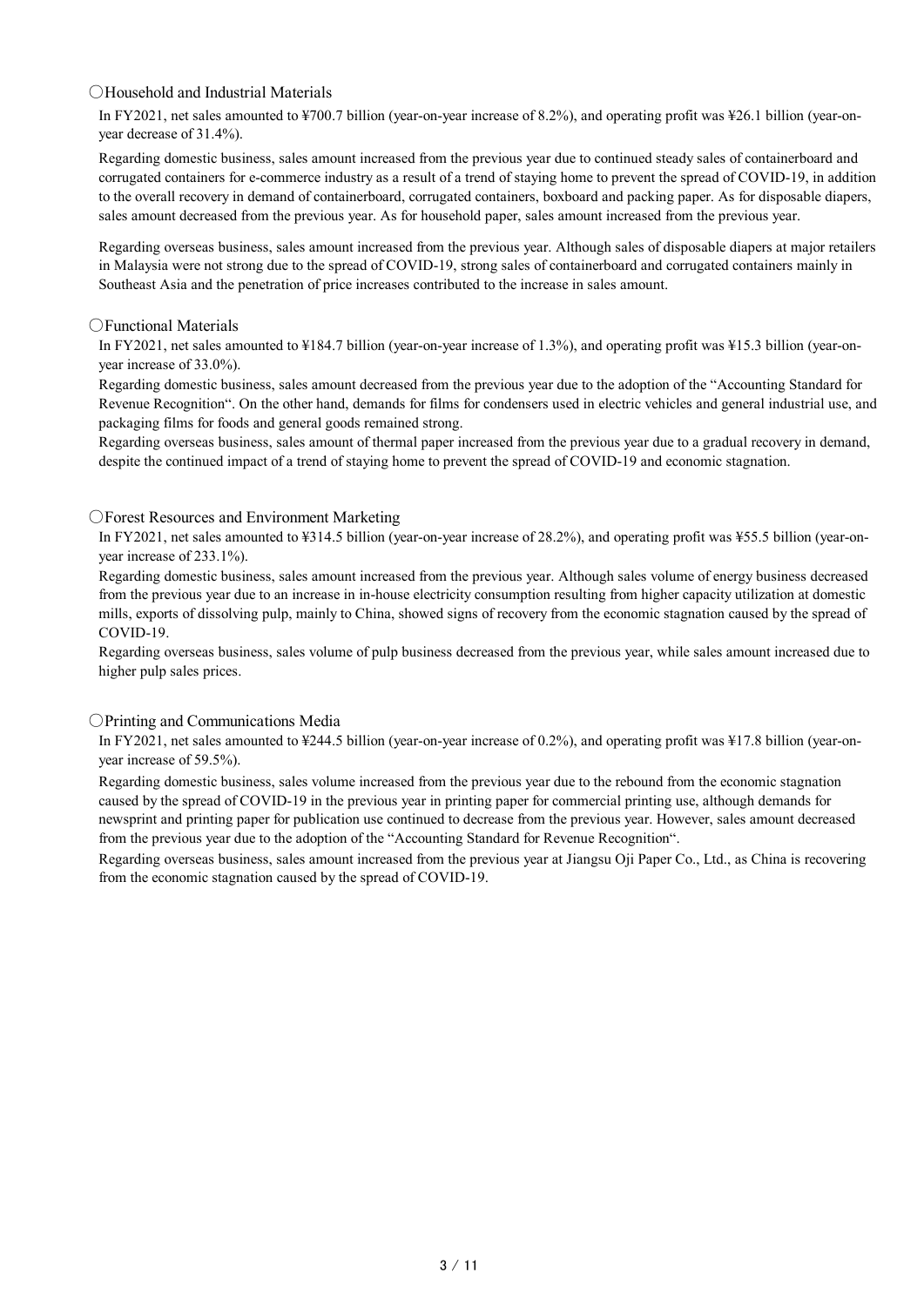### ○Household and Industrial Materials

In FY2021, net sales amounted to ¥700.7 billion (year-on-year increase of 8.2%), and operating profit was ¥26.1 billion (year-on-year decrease of 31.4%).

Regarding domestic business, sales amount increased from the previous year due to continued steady sales of containerboard and corrugated containers for e-commerce industry as a result of a trend of staying home to prevent the spread of COVID-19, in addition to the overall recovery in demand of containerboard, corrugated containers, boxboard and packing paper. As for disposable diapers, sales amount decreased from the previous year. As for household paper, sales amount increased from the previous year.

Regarding overseas business, sales amount increased from the previous year. Although sales of disposable diapers at major retailers in Malaysia were not strong due to the spread of COVID-19, strong sales of containerboard and corrugated containers mainly in Southeast Asia and the penetration of price increases contributed to the increase in sales amount.

### ○Functional Materials

In FY2021, net sales amounted to ¥184.7 billion (year-on-year increase of 1.3%), and operating profit was ¥15.3 billion (year-on-year increase of 33.0%).

Regarding domestic business, sales amount decreased from the previous year due to the adoption of the "Accounting Standard for Revenue Recognition". On the other hand, demands for films for condensers used in electric vehicles and general industrial use, and packaging films for foods and general goods remained strong.

Regarding overseas business, sales amount of thermal paper increased from the previous year due to a gradual recovery in demand, despite the continued impact of a trend of staying home to prevent the spread of COVID-19 and economic stagnation.

### ○Forest Resources and Environment Marketing

In FY2021, net sales amounted to ¥314.5 billion (year-on-year increase of 28.2%), and operating profit was ¥55.5 billion (year-on-year increase of 233.1%).

Regarding domestic business, sales amount increased from the previous year. Although sales volume of energy business decreased from the previous year due to an increase in in-house electricity consumption resulting from higher capacity utilization at domestic mills, exports of dissolving pulp, mainly to China, showed signs of recovery from the economic stagnation caused by the spread of COVID-19.

Regarding overseas business, sales volume of pulp business decreased from the previous year, while sales amount increased due to higher pulp sales prices.

### ○Printing and Communications Media

In FY2021, net sales amounted to ¥244.5 billion (year-on-year increase of 0.2%), and operating profit was ¥17.8 billion (year-on-year increase of 59.5%).

Regarding domestic business, sales volume increased from the previous year due to the rebound from the economic stagnation caused by the spread of COVID-19 in the previous year in printing paper for commercial printing use, although demands for newsprint and printing paper for publication use continued to decrease from the previous year. However, sales amount decreased from the previous year due to the adoption of the "Accounting Standard for Revenue Recognition".

Regarding overseas business, sales amount increased from the previous year at Jiangsu Oji Paper Co., Ltd., as China is recovering from the economic stagnation caused by the spread of COVID-19.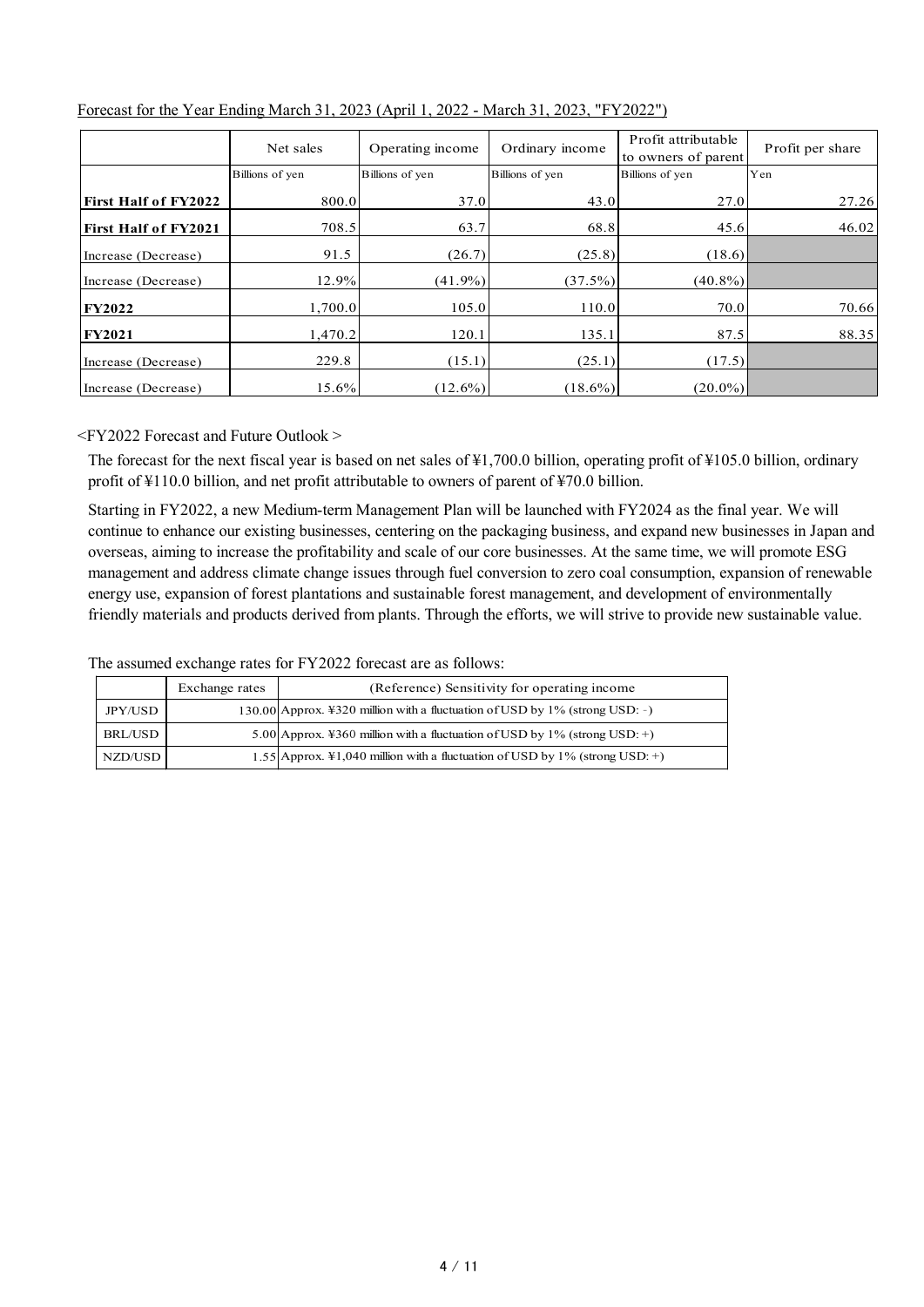Forecast for the Year Ending March 31, 2023 (April 1, 2022 - March 31, 2023, "FY2022")

| | Net sales | Operating income | Ordinary income | Profit attributable to owners of parent | Profit per share |
|---|---|---|---|---|---|
| | Billions of yen | Billions of yen | Billions of yen | Billions of yen | Yen |
| **First Half of FY2022** | 800.0 | 37.0 | 43.0 | 27.0 | 27.26 |
| **First Half of FY2021** | 708.5 | 63.7 | 68.8 | 45.6 | 46.02 |
| Increase (Decrease) | 91.5 | (26.7) | (25.8) | (18.6) | |
| Increase (Decrease) | 12.9% | (41.9%) | (37.5%) | (40.8%) | |
| **FY2022** | 1,700.0 | 105.0 | 110.0 | 70.0 | 70.66 |
| **FY2021** | 1,470.2 | 120.1 | 135.1 | 87.5 | 88.35 |
| Increase (Decrease) | 229.8 | (15.1) | (25.1) | (17.5) | |
| Increase (Decrease) | 15.6% | (12.6%) | (18.6%) | (20.0%) | |

<FY2022 Forecast and Future Outlook >

The forecast for the next fiscal year is based on net sales of ¥1,700.0 billion, operating profit of ¥105.0 billion, ordinary profit of ¥110.0 billion, and net profit attributable to owners of parent of ¥70.0 billion.

Starting in FY2022, a new Medium-term Management Plan will be launched with FY2024 as the final year. We will continue to enhance our existing businesses, centering on the packaging business, and expand new businesses in Japan and overseas, aiming to increase the profitability and scale of our core businesses. At the same time, we will promote ESG management and address climate change issues through fuel conversion to zero coal consumption, expansion of renewable energy use, expansion of forest plantations and sustainable forest management, and development of environmentally friendly materials and products derived from plants. Through the efforts, we will strive to provide new sustainable value.

The assumed exchange rates for FY2022 forecast are as follows:

| | Exchange rates | (Reference) Sensitivity for operating income |
|---|---|---|
| JPY/USD | 130.00 | Approx. ¥320 million with a fluctuation of USD by 1% (strong USD: -) |
| BRL/USD | 5.00 | Approx. ¥360 million with a fluctuation of USD by 1% (strong USD: +) |
| NZD/USD | 1.55 | Approx. ¥1,040 million with a fluctuation of USD by 1% (strong USD: +) |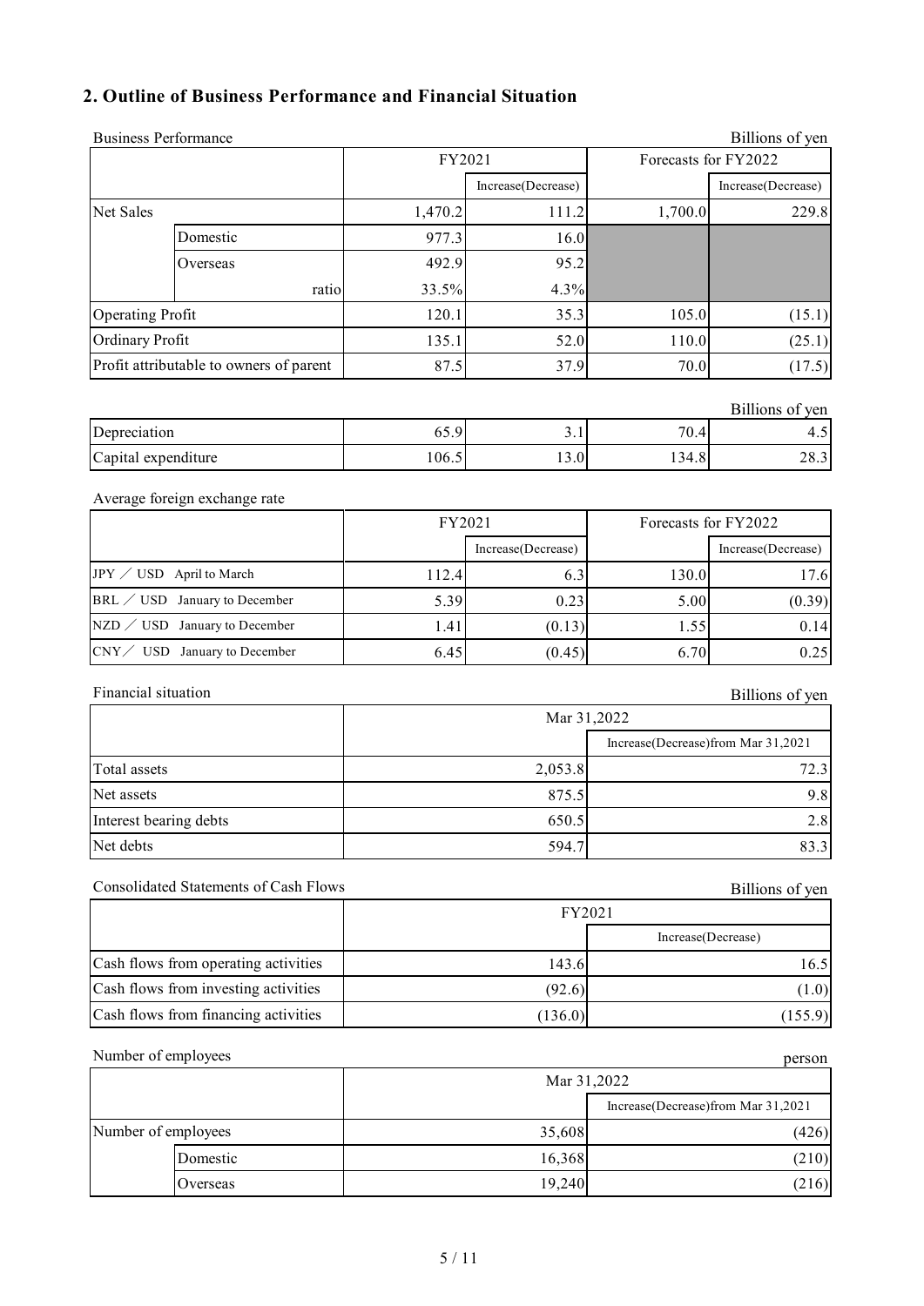## 2. Outline of Business Performance and Financial Situation

Business Performance

Billions of yen

| | | FY2021 | | Forecasts for FY2022 | |
|---|---|---|---|---|---|
| | | | Increase(Decrease) | | Increase(Decrease) |
| Net Sales | | 1,470.2 | 111.2 | 1,700.0 | 229.8 |
| | Domestic | 977.3 | 16.0 | | |
| | Overseas | 492.9 | 95.2 | | |
| | ratio | 33.5% | 4.3% | | |
| Operating Profit | | 120.1 | 35.3 | 105.0 | (15.1) |
| Ordinary Profit | | 135.1 | 52.0 | 110.0 | (25.1) |
| Profit attributable to owners of parent | | 87.5 | 37.9 | 70.0 | (17.5) |

Billions of yen

| | FY2021 | Increase(Decrease) | Forecasts for FY2022 | Increase(Decrease) |
|---|---|---|---|---|
| Depreciation | 65.9 | 3.1 | 70.4 | 4.5 |
| Capital expenditure | 106.5 | 13.0 | 134.8 | 28.3 |

Average foreign exchange rate

| | FY2021 | | Forecasts for FY2022 | |
|---|---|---|---|---|
| | | Increase(Decrease) | | Increase(Decrease) |
| JPY ／ USD April to March | 112.4 | 6.3 | 130.0 | 17.6 |
| BRL ／ USD January to December | 5.39 | 0.23 | 5.00 | (0.39) |
| NZD ／ USD January to December | 1.41 | (0.13) | 1.55 | 0.14 |
| CNY ／ USD January to December | 6.45 | (0.45) | 6.70 | 0.25 |

Financial situation

Billions of yen

| | Mar 31,2022 | |
|---|---|---|
| | | Increase(Decrease)from Mar 31,2021 |
| Total assets | 2,053.8 | 72.3 |
| Net assets | 875.5 | 9.8 |
| Interest bearing debts | 650.5 | 2.8 |
| Net debts | 594.7 | 83.3 |

Consolidated Statements of Cash Flows

Billions of yen

| | FY2021 | |
|---|---|---|
| | | Increase(Decrease) |
| Cash flows from operating activities | 143.6 | 16.5 |
| Cash flows from investing activities | (92.6) | (1.0) |
| Cash flows from financing activities | (136.0) | (155.9) |

Number of employees

person

| | | Mar 31,2022 | |
|---|---|---|---|
| | | | Increase(Decrease)from Mar 31,2021 |
| Number of employees | | 35,608 | (426) |
| | Domestic | 16,368 | (210) |
| | Overseas | 19,240 | (216) |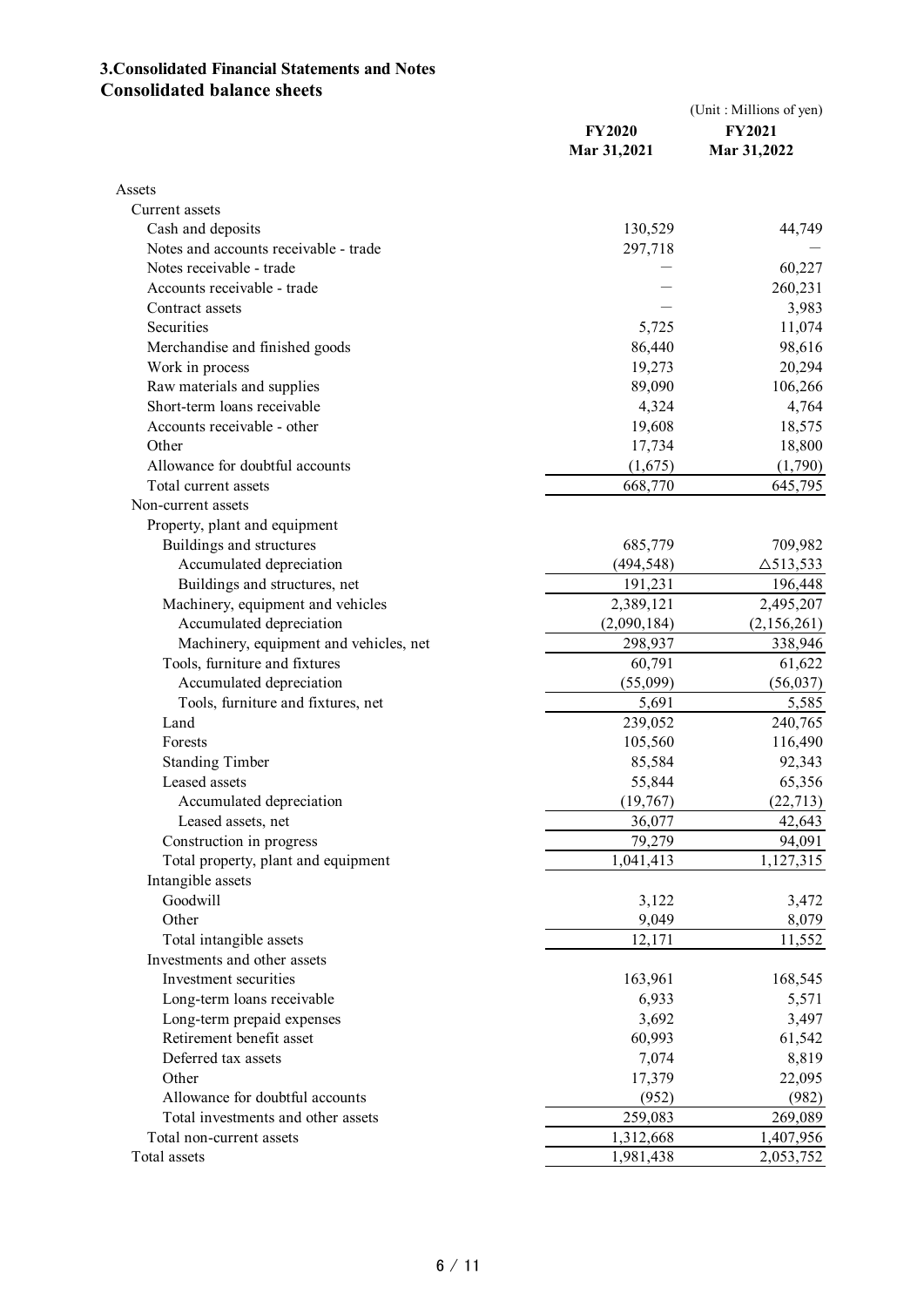## 3.Consolidated Financial Statements and Notes

### Consolidated balance sheets

(Unit : Millions of yen)

| | FY2020<br>Mar 31,2021 | FY2021<br>Mar 31,2022 |
|---|---|---|
| Assets | | |
| Current assets | | |
| Cash and deposits | 130,529 | 44,749 |
| Notes and accounts receivable - trade | 297,718 | — |
| Notes receivable - trade | — | 60,227 |
| Accounts receivable - trade | — | 260,231 |
| Contract assets | — | 3,983 |
| Securities | 5,725 | 11,074 |
| Merchandise and finished goods | 86,440 | 98,616 |
| Work in process | 19,273 | 20,294 |
| Raw materials and supplies | 89,090 | 106,266 |
| Short-term loans receivable | 4,324 | 4,764 |
| Accounts receivable - other | 19,608 | 18,575 |
| Other | 17,734 | 18,800 |
| Allowance for doubtful accounts | (1,675) | (1,790) |
| Total current assets | 668,770 | 645,795 |
| Non-current assets | | |
| Property, plant and equipment | | |
| Buildings and structures | 685,779 | 709,982 |
| Accumulated depreciation | (494,548) | △513,533 |
| Buildings and structures, net | 191,231 | 196,448 |
| Machinery, equipment and vehicles | 2,389,121 | 2,495,207 |
| Accumulated depreciation | (2,090,184) | (2,156,261) |
| Machinery, equipment and vehicles, net | 298,937 | 338,946 |
| Tools, furniture and fixtures | 60,791 | 61,622 |
| Accumulated depreciation | (55,099) | (56,037) |
| Tools, furniture and fixtures, net | 5,691 | 5,585 |
| Land | 239,052 | 240,765 |
| Forests | 105,560 | 116,490 |
| Standing Timber | 85,584 | 92,343 |
| Leased assets | 55,844 | 65,356 |
| Accumulated depreciation | (19,767) | (22,713) |
| Leased assets, net | 36,077 | 42,643 |
| Construction in progress | 79,279 | 94,091 |
| Total property, plant and equipment | 1,041,413 | 1,127,315 |
| Intangible assets | | |
| Goodwill | 3,122 | 3,472 |
| Other | 9,049 | 8,079 |
| Total intangible assets | 12,171 | 11,552 |
| Investments and other assets | | |
| Investment securities | 163,961 | 168,545 |
| Long-term loans receivable | 6,933 | 5,571 |
| Long-term prepaid expenses | 3,692 | 3,497 |
| Retirement benefit asset | 60,993 | 61,542 |
| Deferred tax assets | 7,074 | 8,819 |
| Other | 17,379 | 22,095 |
| Allowance for doubtful accounts | (952) | (982) |
| Total investments and other assets | 259,083 | 269,089 |
| Total non-current assets | 1,312,668 | 1,407,956 |
| Total assets | 1,981,438 | 2,053,752 |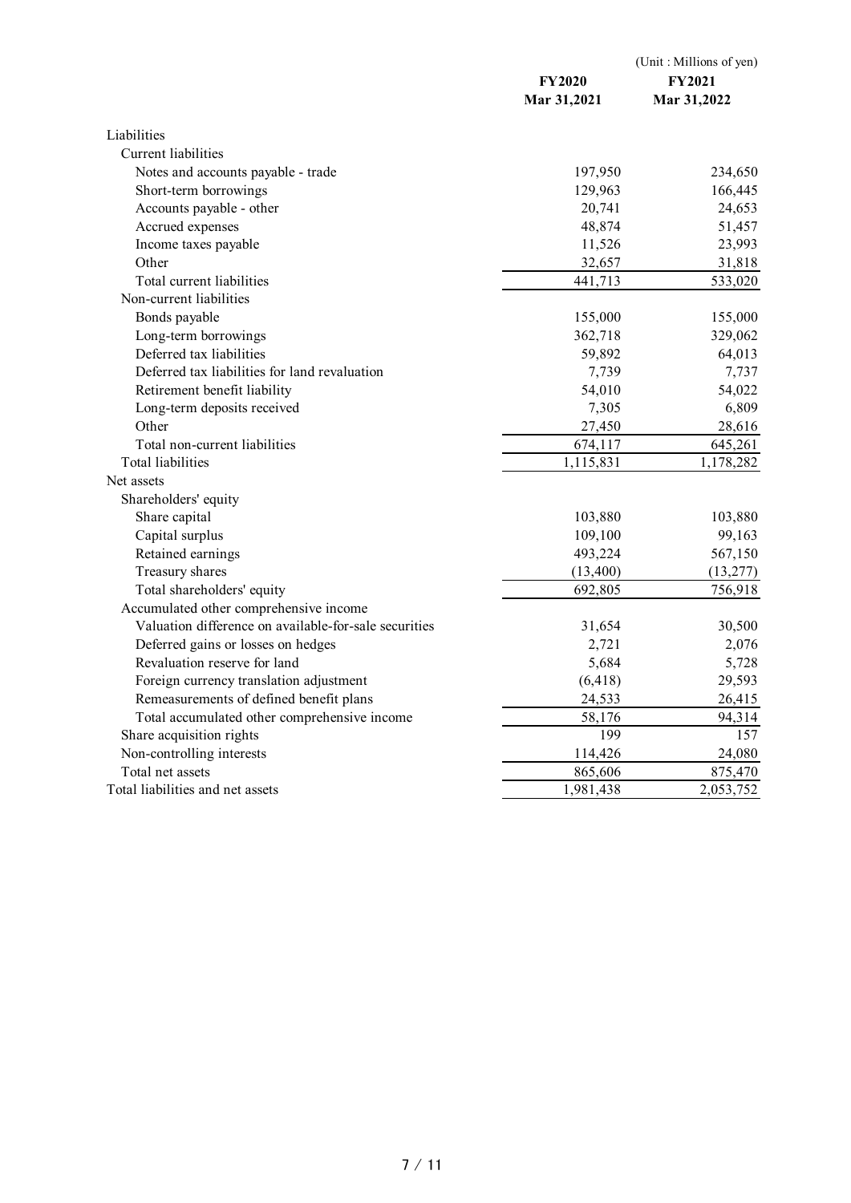(Unit : Millions of yen)

| | FY2020 Mar 31,2021 | FY2021 Mar 31,2022 |
|---|---|---|
| Liabilities | | |
| Current liabilities | | |
| Notes and accounts payable - trade | 197,950 | 234,650 |
| Short-term borrowings | 129,963 | 166,445 |
| Accounts payable - other | 20,741 | 24,653 |
| Accrued expenses | 48,874 | 51,457 |
| Income taxes payable | 11,526 | 23,993 |
| Other | 32,657 | 31,818 |
| Total current liabilities | 441,713 | 533,020 |
| Non-current liabilities | | |
| Bonds payable | 155,000 | 155,000 |
| Long-term borrowings | 362,718 | 329,062 |
| Deferred tax liabilities | 59,892 | 64,013 |
| Deferred tax liabilities for land revaluation | 7,739 | 7,737 |
| Retirement benefit liability | 54,010 | 54,022 |
| Long-term deposits received | 7,305 | 6,809 |
| Other | 27,450 | 28,616 |
| Total non-current liabilities | 674,117 | 645,261 |
| Total liabilities | 1,115,831 | 1,178,282 |
| Net assets | | |
| Shareholders' equity | | |
| Share capital | 103,880 | 103,880 |
| Capital surplus | 109,100 | 99,163 |
| Retained earnings | 493,224 | 567,150 |
| Treasury shares | (13,400) | (13,277) |
| Total shareholders' equity | 692,805 | 756,918 |
| Accumulated other comprehensive income | | |
| Valuation difference on available-for-sale securities | 31,654 | 30,500 |
| Deferred gains or losses on hedges | 2,721 | 2,076 |
| Revaluation reserve for land | 5,684 | 5,728 |
| Foreign currency translation adjustment | (6,418) | 29,593 |
| Remeasurements of defined benefit plans | 24,533 | 26,415 |
| Total accumulated other comprehensive income | 58,176 | 94,314 |
| Share acquisition rights | 199 | 157 |
| Non-controlling interests | 114,426 | 24,080 |
| Total net assets | 865,606 | 875,470 |
| Total liabilities and net assets | 1,981,438 | 2,053,752 |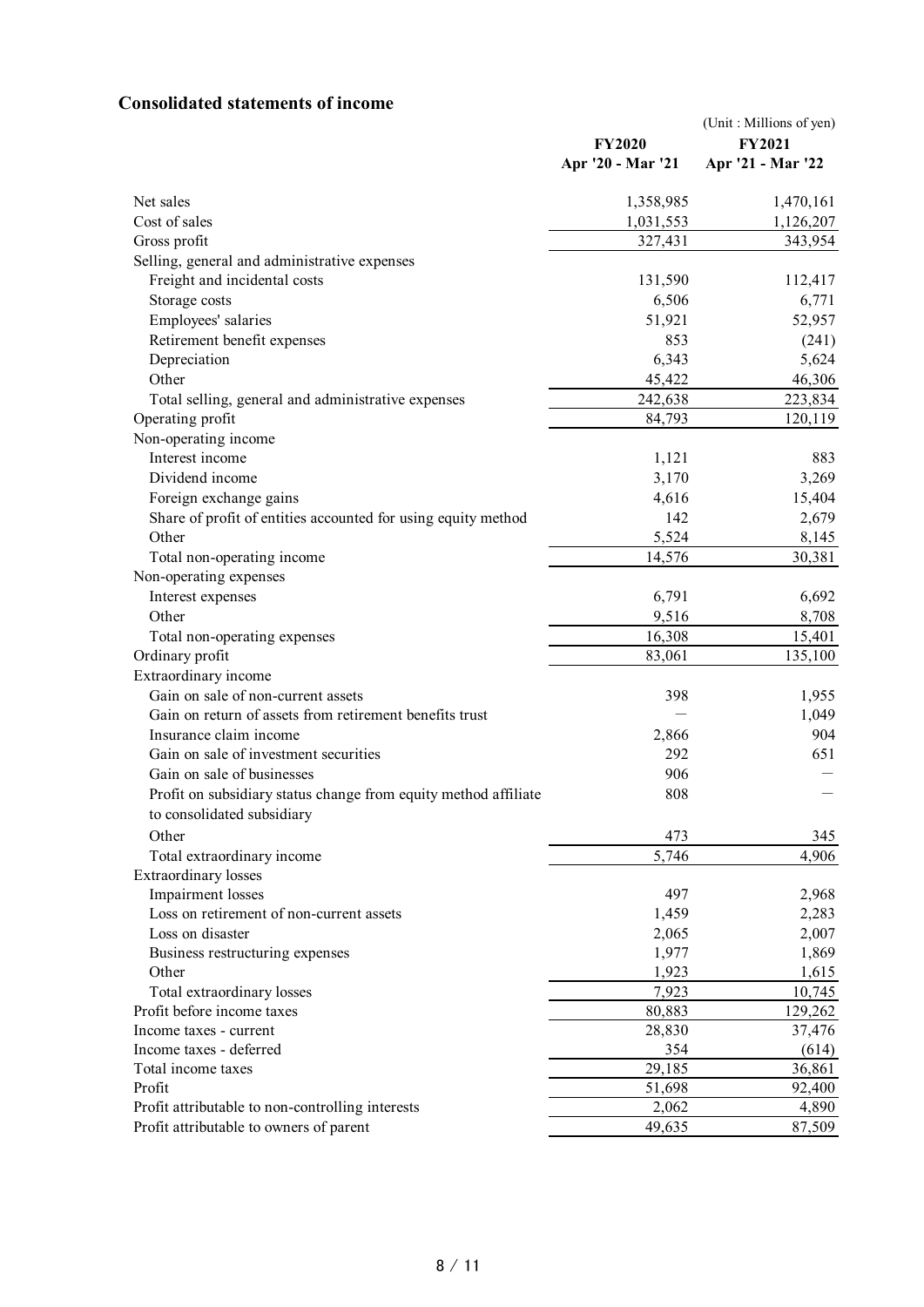## Consolidated statements of income

(Unit : Millions of yen)

| | FY2020<br>Apr '20 - Mar '21 | FY2021<br>Apr '21 - Mar '22 |
|---|---|---|
| Net sales | 1,358,985 | 1,470,161 |
| Cost of sales | 1,031,553 | 1,126,207 |
| Gross profit | 327,431 | 343,954 |
| Selling, general and administrative expenses | | |
| Freight and incidental costs | 131,590 | 112,417 |
| Storage costs | 6,506 | 6,771 |
| Employees' salaries | 51,921 | 52,957 |
| Retirement benefit expenses | 853 | (241) |
| Depreciation | 6,343 | 5,624 |
| Other | 45,422 | 46,306 |
| Total selling, general and administrative expenses | 242,638 | 223,834 |
| Operating profit | 84,793 | 120,119 |
| Non-operating income | | |
| Interest income | 1,121 | 883 |
| Dividend income | 3,170 | 3,269 |
| Foreign exchange gains | 4,616 | 15,404 |
| Share of profit of entities accounted for using equity method | 142 | 2,679 |
| Other | 5,524 | 8,145 |
| Total non-operating income | 14,576 | 30,381 |
| Non-operating expenses | | |
| Interest expenses | 6,791 | 6,692 |
| Other | 9,516 | 8,708 |
| Total non-operating expenses | 16,308 | 15,401 |
| Ordinary profit | 83,061 | 135,100 |
| Extraordinary income | | |
| Gain on sale of non-current assets | 398 | 1,955 |
| Gain on return of assets from retirement benefits trust | — | 1,049 |
| Insurance claim income | 2,866 | 904 |
| Gain on sale of investment securities | 292 | 651 |
| Gain on sale of businesses | 906 | — |
| Profit on subsidiary status change from equity method affiliate to consolidated subsidiary | 808 | — |
| Other | 473 | 345 |
| Total extraordinary income | 5,746 | 4,906 |
| Extraordinary losses | | |
| Impairment losses | 497 | 2,968 |
| Loss on retirement of non-current assets | 1,459 | 2,283 |
| Loss on disaster | 2,065 | 2,007 |
| Business restructuring expenses | 1,977 | 1,869 |
| Other | 1,923 | 1,615 |
| Total extraordinary losses | 7,923 | 10,745 |
| Profit before income taxes | 80,883 | 129,262 |
| Income taxes - current | 28,830 | 37,476 |
| Income taxes - deferred | 354 | (614) |
| Total income taxes | 29,185 | 36,861 |
| Profit | 51,698 | 92,400 |
| Profit attributable to non-controlling interests | 2,062 | 4,890 |
| Profit attributable to owners of parent | 49,635 | 87,509 |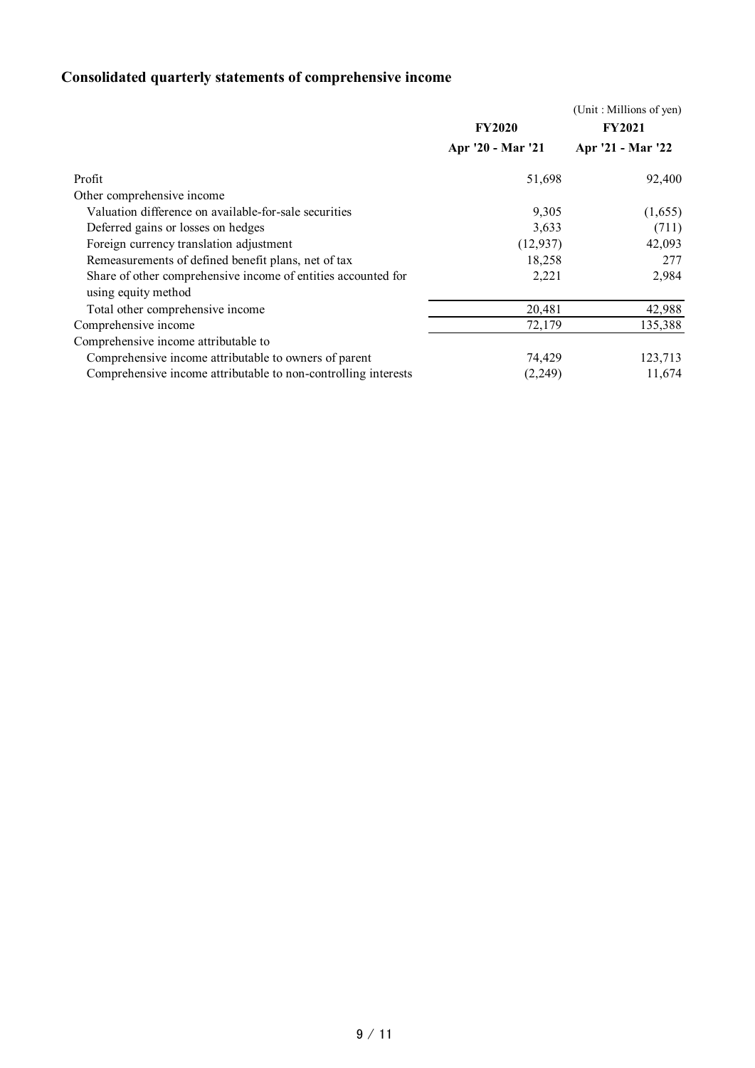## Consolidated quarterly statements of comprehensive income

(Unit : Millions of yen)

| | FY2020 | FY2021 |
|---|---|---|
| | Apr '20 - Mar '21 | Apr '21 - Mar '22 |
| Profit | 51,698 | 92,400 |
| Other comprehensive income | | |
| Valuation difference on available-for-sale securities | 9,305 | (1,655) |
| Deferred gains or losses on hedges | 3,633 | (711) |
| Foreign currency translation adjustment | (12,937) | 42,093 |
| Remeasurements of defined benefit plans, net of tax | 18,258 | 277 |
| Share of other comprehensive income of entities accounted for using equity method | 2,221 | 2,984 |
| Total other comprehensive income | 20,481 | 42,988 |
| Comprehensive income | 72,179 | 135,388 |
| Comprehensive income attributable to | | |
| Comprehensive income attributable to owners of parent | 74,429 | 123,713 |
| Comprehensive income attributable to non-controlling interests | (2,249) | 11,674 |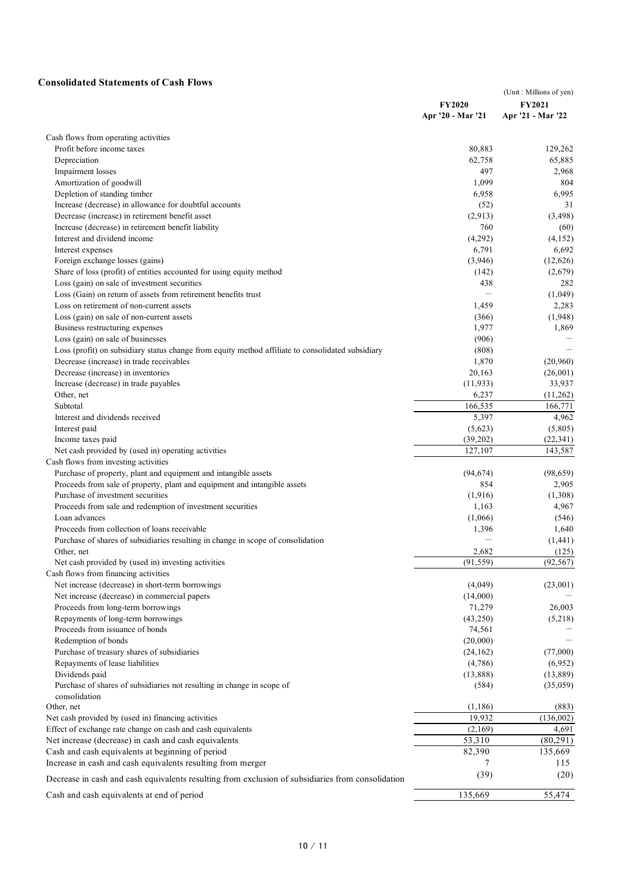### Consolidated Statements of Cash Flows

(Unit : Millions of yen)

| | FY2020<br>Apr '20 - Mar '21 | FY2021<br>Apr '21 - Mar '22 |
|---|---|---|
| Cash flows from operating activities | | |
| Profit before income taxes | 80,883 | 129,262 |
| Depreciation | 62,758 | 65,885 |
| Impairment losses | 497 | 2,968 |
| Amortization of goodwill | 1,099 | 804 |
| Depletion of standing timber | 6,958 | 6,995 |
| Increase (decrease) in allowance for doubtful accounts | (52) | 31 |
| Decrease (increase) in retirement benefit asset | (2,913) | (3,498) |
| Increase (decrease) in retirement benefit liability | 760 | (60) |
| Interest and dividend income | (4,292) | (4,152) |
| Interest expenses | 6,791 | 6,692 |
| Foreign exchange losses (gains) | (3,946) | (12,626) |
| Share of loss (profit) of entities accounted for using equity method | (142) | (2,679) |
| Loss (gain) on sale of investment securities | 438 | 282 |
| Loss (Gain) on return of assets from retirement benefits trust | — | (1,049) |
| Loss on retirement of non-current assets | 1,459 | 2,283 |
| Loss (gain) on sale of non-current assets | (366) | (1,948) |
| Business restructuring expenses | 1,977 | 1,869 |
| Loss (gain) on sale of businesses | (906) | — |
| Loss (profit) on subsidiary status change from equity method affiliate to consolidated subsidiary | (808) | — |
| Decrease (increase) in trade receivables | 1,870 | (20,960) |
| Decrease (increase) in inventories | 20,163 | (26,001) |
| Increase (decrease) in trade payables | (11,933) | 33,937 |
| Other, net | 6,237 | (11,262) |
| Subtotal | 166,535 | 166,771 |
| Interest and dividends received | 5,397 | 4,962 |
| Interest paid | (5,623) | (5,805) |
| Income taxes paid | (39,202) | (22,341) |
| Net cash provided by (used in) operating activities | 127,107 | 143,587 |
| Cash flows from investing activities | | |
| Purchase of property, plant and equipment and intangible assets | (94,674) | (98,659) |
| Proceeds from sale of property, plant and equipment and intangible assets | 854 | 2,905 |
| Purchase of investment securities | (1,916) | (1,308) |
| Proceeds from sale and redemption of investment securities | 1,163 | 4,967 |
| Loan advances | (1,066) | (546) |
| Proceeds from collection of loans receivable | 1,396 | 1,640 |
| Purchase of shares of subsidiaries resulting in change in scope of consolidation | — | (1,441) |
| Other, net | 2,682 | (125) |
| Net cash provided by (used in) investing activities | (91,559) | (92,567) |
| Cash flows from financing activities | | |
| Net increase (decrease) in short-term borrowings | (4,049) | (23,001) |
| Net increase (decrease) in commercial papers | (14,000) | — |
| Proceeds from long-term borrowings | 71,279 | 26,003 |
| Repayments of long-term borrowings | (43,250) | (5,218) |
| Proceeds from issuance of bonds | 74,561 | — |
| Redemption of bonds | (20,000) | — |
| Purchase of treasury shares of subsidiaries | (24,162) | (77,000) |
| Repayments of lease liabilities | (4,786) | (6,952) |
| Dividends paid | (13,888) | (13,889) |
| Purchase of shares of subsidiaries not resulting in change in scope of consolidation | (584) | (35,059) |
| Other, net | (1,186) | (883) |
| Net cash provided by (used in) financing activities | 19,932 | (136,002) |
| Effect of exchange rate change on cash and cash equivalents | (2,169) | 4,691 |
| Net increase (decrease) in cash and cash equivalents | 53,310 | (80,291) |
| Cash and cash equivalents at beginning of period | 82,390 | 135,669 |
| Increase in cash and cash equivalents resulting from merger | 7 | 115 |
| Decrease in cash and cash equivalents resulting from exclusion of subsidiaries from consolidation | (39) | (20) |
| Cash and cash equivalents at end of period | 135,669 | 55,474 |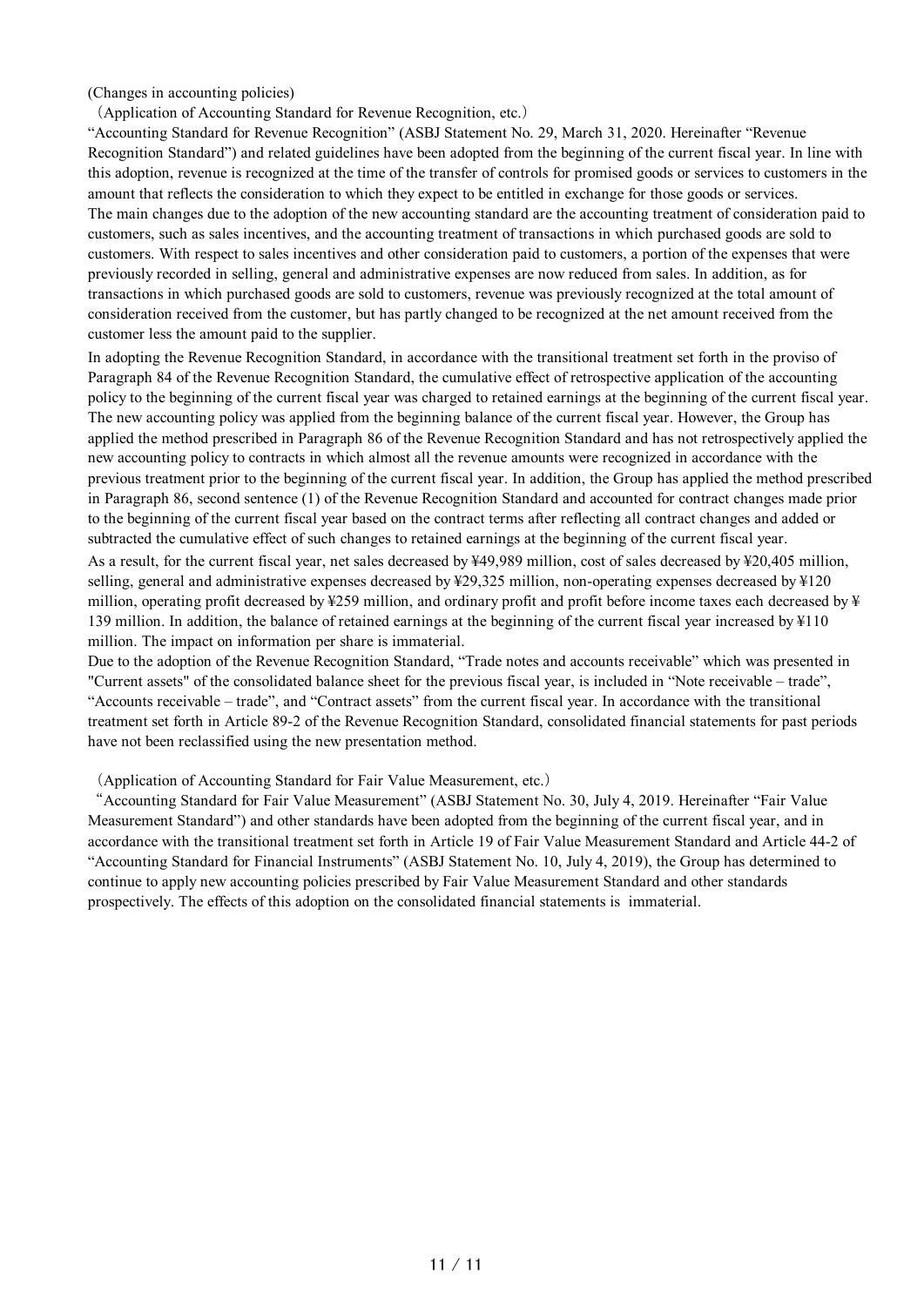(Changes in accounting policies)

（Application of Accounting Standard for Revenue Recognition, etc.）

"Accounting Standard for Revenue Recognition" (ASBJ Statement No. 29, March 31, 2020. Hereinafter "Revenue Recognition Standard") and related guidelines have been adopted from the beginning of the current fiscal year. In line with this adoption, revenue is recognized at the time of the transfer of controls for promised goods or services to customers in the amount that reflects the consideration to which they expect to be entitled in exchange for those goods or services.
The main changes due to the adoption of the new accounting standard are the accounting treatment of consideration paid to customers, such as sales incentives, and the accounting treatment of transactions in which purchased goods are sold to customers. With respect to sales incentives and other consideration paid to customers, a portion of the expenses that were previously recorded in selling, general and administrative expenses are now reduced from sales. In addition, as for transactions in which purchased goods are sold to customers, revenue was previously recognized at the total amount of consideration received from the customer, but has partly changed to be recognized at the net amount received from the customer less the amount paid to the supplier.

In adopting the Revenue Recognition Standard, in accordance with the transitional treatment set forth in the proviso of Paragraph 84 of the Revenue Recognition Standard, the cumulative effect of retrospective application of the accounting policy to the beginning of the current fiscal year was charged to retained earnings at the beginning of the current fiscal year. The new accounting policy was applied from the beginning balance of the current fiscal year. However, the Group has applied the method prescribed in Paragraph 86 of the Revenue Recognition Standard and has not retrospectively applied the new accounting policy to contracts in which almost all the revenue amounts were recognized in accordance with the previous treatment prior to the beginning of the current fiscal year. In addition, the Group has applied the method prescribed in Paragraph 86, second sentence (1) of the Revenue Recognition Standard and accounted for contract changes made prior to the beginning of the current fiscal year based on the contract terms after reflecting all contract changes and added or subtracted the cumulative effect of such changes to retained earnings at the beginning of the current fiscal year.

As a result, for the current fiscal year, net sales decreased by ¥49,989 million, cost of sales decreased by ¥20,405 million, selling, general and administrative expenses decreased by ¥29,325 million, non-operating expenses decreased by ¥120 million, operating profit decreased by ¥259 million, and ordinary profit and profit before income taxes each decreased by ¥139 million. In addition, the balance of retained earnings at the beginning of the current fiscal year increased by ¥110 million. The impact on information per share is immaterial.
Due to the adoption of the Revenue Recognition Standard, "Trade notes and accounts receivable" which was presented in "Current assets" of the consolidated balance sheet for the previous fiscal year, is included in "Note receivable – trade", "Accounts receivable – trade", and "Contract assets" from the current fiscal year. In accordance with the transitional treatment set forth in Article 89-2 of the Revenue Recognition Standard, consolidated financial statements for past periods have not been reclassified using the new presentation method.

（Application of Accounting Standard for Fair Value Measurement, etc.）

"Accounting Standard for Fair Value Measurement" (ASBJ Statement No. 30, July 4, 2019. Hereinafter "Fair Value Measurement Standard") and other standards have been adopted from the beginning of the current fiscal year, and in accordance with the transitional treatment set forth in Article 19 of Fair Value Measurement Standard and Article 44-2 of "Accounting Standard for Financial Instruments" (ASBJ Statement No. 10, July 4, 2019), the Group has determined to continue to apply new accounting policies prescribed by Fair Value Measurement Standard and other standards prospectively. The effects of this adoption on the consolidated financial statements is immaterial.